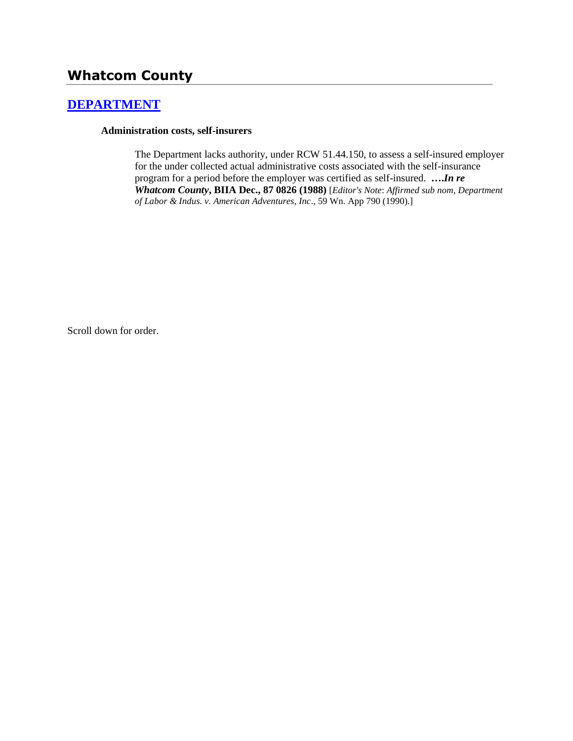## Whatcom County

### [DEPARTMENT]

**Administration costs, self-insurers**

> The Department lacks authority, under RCW 51.44.150, to assess a self-insured employer for the under collected actual administrative costs associated with the self-insurance program for a period before the employer was certified as self-insured. ***….In re Whatcom County*, BIIA Dec., 87 0826 (1988)** [*Editor's Note*: *Affirmed sub nom*, *Department of Labor & Indus. v. American Adventures, Inc*., 59 Wn. App 790 (1990).]

Scroll down for order.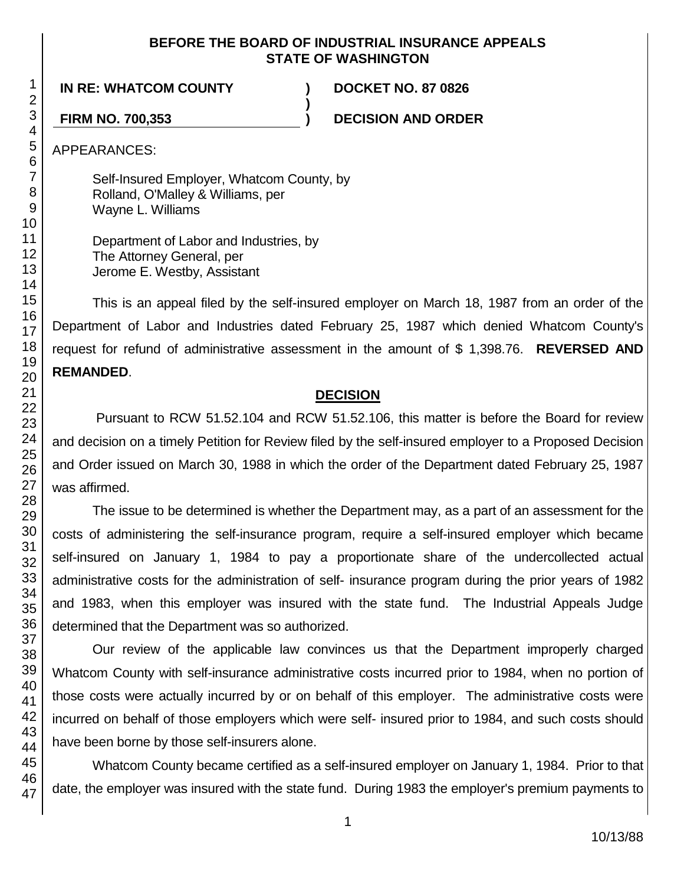**BEFORE THE BOARD OF INDUSTRIAL INSURANCE APPEALS**
**STATE OF WASHINGTON**

**IN RE: WHATCOM COUNTY** ) **DOCKET NO. 87 0826**
)
**FIRM NO. 700,353** ) **DECISION AND ORDER**

APPEARANCES:

Self-Insured Employer, Whatcom County, by
Rolland, O'Malley & Williams, per
Wayne L. Williams

Department of Labor and Industries, by
The Attorney General, per
Jerome E. Westby, Assistant

This is an appeal filed by the self-insured employer on March 18, 1987 from an order of the Department of Labor and Industries dated February 25, 1987 which denied Whatcom County's request for refund of administrative assessment in the amount of $ 1,398.76. **REVERSED AND REMANDED**.

## DECISION

Pursuant to RCW 51.52.104 and RCW 51.52.106, this matter is before the Board for review and decision on a timely Petition for Review filed by the self-insured employer to a Proposed Decision and Order issued on March 30, 1988 in which the order of the Department dated February 25, 1987 was affirmed.

The issue to be determined is whether the Department may, as a part of an assessment for the costs of administering the self-insurance program, require a self-insured employer which became self-insured on January 1, 1984 to pay a proportionate share of the undercollected actual administrative costs for the administration of self- insurance program during the prior years of 1982 and 1983, when this employer was insured with the state fund. The Industrial Appeals Judge determined that the Department was so authorized.

Our review of the applicable law convinces us that the Department improperly charged Whatcom County with self-insurance administrative costs incurred prior to 1984, when no portion of those costs were actually incurred by or on behalf of this employer. The administrative costs were incurred on behalf of those employers which were self- insured prior to 1984, and such costs should have been borne by those self-insurers alone.

Whatcom County became certified as a self-insured employer on January 1, 1984. Prior to that date, the employer was insured with the state fund. During 1983 the employer's premium payments to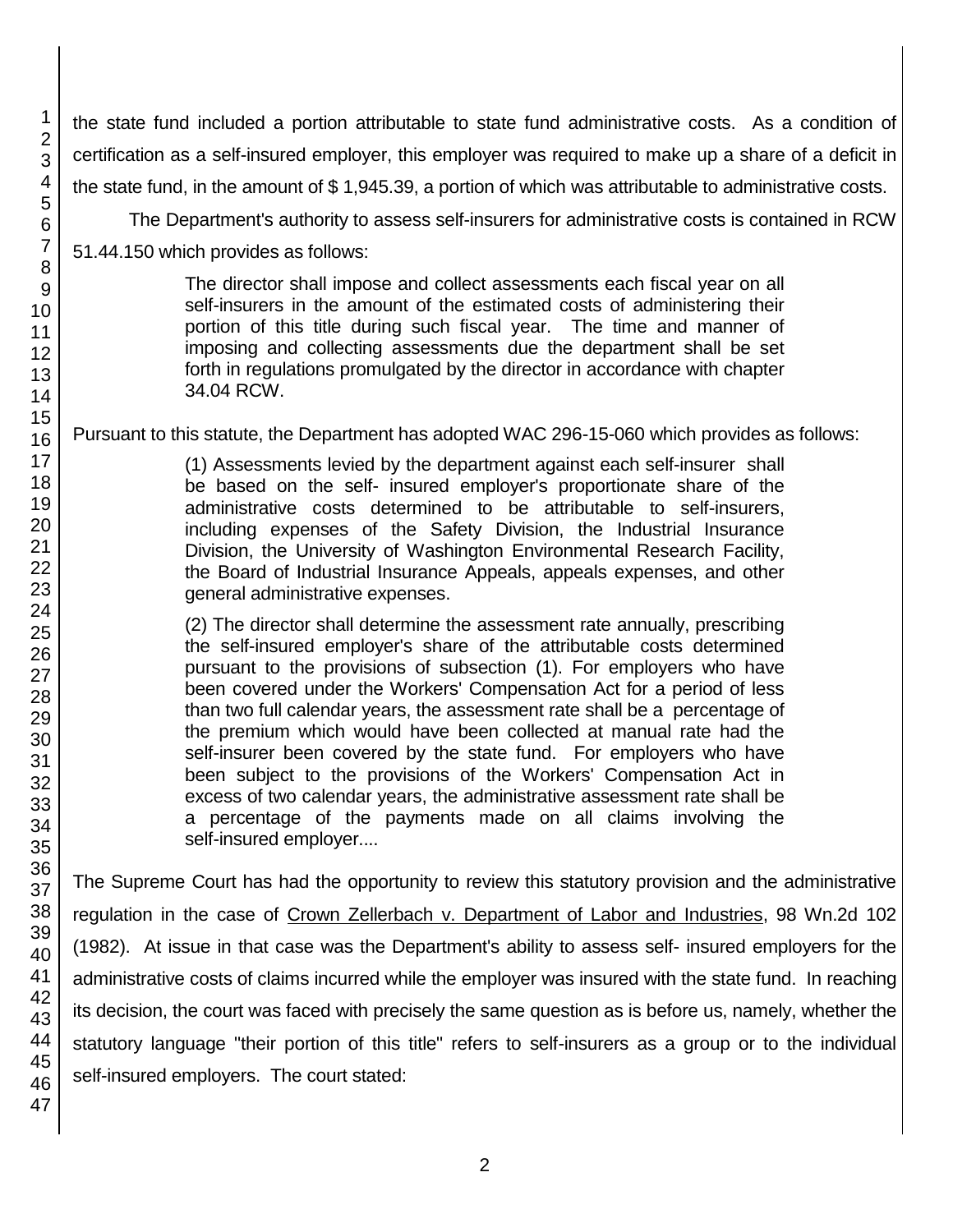the state fund included a portion attributable to state fund administrative costs. As a condition of certification as a self-insured employer, this employer was required to make up a share of a deficit in the state fund, in the amount of $ 1,945.39, a portion of which was attributable to administrative costs.

The Department's authority to assess self-insurers for administrative costs is contained in RCW 51.44.150 which provides as follows:

> The director shall impose and collect assessments each fiscal year on all self-insurers in the amount of the estimated costs of administering their portion of this title during such fiscal year. The time and manner of imposing and collecting assessments due the department shall be set forth in regulations promulgated by the director in accordance with chapter 34.04 RCW.

Pursuant to this statute, the Department has adopted WAC 296-15-060 which provides as follows:

> (1) Assessments levied by the department against each self-insurer shall be based on the self- insured employer's proportionate share of the administrative costs determined to be attributable to self-insurers, including expenses of the Safety Division, the Industrial Insurance Division, the University of Washington Environmental Research Facility, the Board of Industrial Insurance Appeals, appeals expenses, and other general administrative expenses.
>
> (2) The director shall determine the assessment rate annually, prescribing the self-insured employer's share of the attributable costs determined pursuant to the provisions of subsection (1). For employers who have been covered under the Workers' Compensation Act for a period of less than two full calendar years, the assessment rate shall be a percentage of the premium which would have been collected at manual rate had the self-insurer been covered by the state fund. For employers who have been subject to the provisions of the Workers' Compensation Act in excess of two calendar years, the administrative assessment rate shall be a percentage of the payments made on all claims involving the self-insured employer....

The Supreme Court has had the opportunity to review this statutory provision and the administrative regulation in the case of Crown Zellerbach v. Department of Labor and Industries, 98 Wn.2d 102 (1982). At issue in that case was the Department's ability to assess self- insured employers for the administrative costs of claims incurred while the employer was insured with the state fund. In reaching its decision, the court was faced with precisely the same question as is before us, namely, whether the statutory language "their portion of this title" refers to self-insurers as a group or to the individual self-insured employers. The court stated: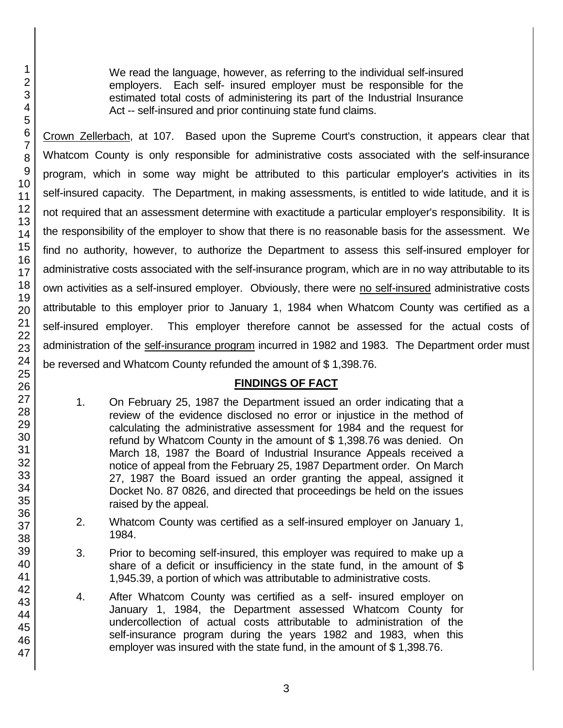> We read the language, however, as referring to the individual self-insured employers. Each self- insured employer must be responsible for the estimated total costs of administering its part of the Industrial Insurance Act -- self-insured and prior continuing state fund claims.

Crown Zellerbach, at 107. Based upon the Supreme Court's construction, it appears clear that Whatcom County is only responsible for administrative costs associated with the self-insurance program, which in some way might be attributed to this particular employer's activities in its self-insured capacity. The Department, in making assessments, is entitled to wide latitude, and it is not required that an assessment determine with exactitude a particular employer's responsibility. It is the responsibility of the employer to show that there is no reasonable basis for the assessment. We find no authority, however, to authorize the Department to assess this self-insured employer for administrative costs associated with the self-insurance program, which are in no way attributable to its own activities as a self-insured employer. Obviously, there were no self-insured administrative costs attributable to this employer prior to January 1, 1984 when Whatcom County was certified as a self-insured employer. This employer therefore cannot be assessed for the actual costs of administration of the self-insurance program incurred in 1982 and 1983. The Department order must be reversed and Whatcom County refunded the amount of $ 1,398.76.

## FINDINGS OF FACT

1. On February 25, 1987 the Department issued an order indicating that a review of the evidence disclosed no error or injustice in the method of calculating the administrative assessment for 1984 and the request for refund by Whatcom County in the amount of $ 1,398.76 was denied. On March 18, 1987 the Board of Industrial Insurance Appeals received a notice of appeal from the February 25, 1987 Department order. On March 27, 1987 the Board issued an order granting the appeal, assigned it Docket No. 87 0826, and directed that proceedings be held on the issues raised by the appeal.

2. Whatcom County was certified as a self-insured employer on January 1, 1984.

3. Prior to becoming self-insured, this employer was required to make up a share of a deficit or insufficiency in the state fund, in the amount of $ 1,945.39, a portion of which was attributable to administrative costs.

4. After Whatcom County was certified as a self- insured employer on January 1, 1984, the Department assessed Whatcom County for undercollection of actual costs attributable to administration of the self-insurance program during the years 1982 and 1983, when this employer was insured with the state fund, in the amount of $ 1,398.76.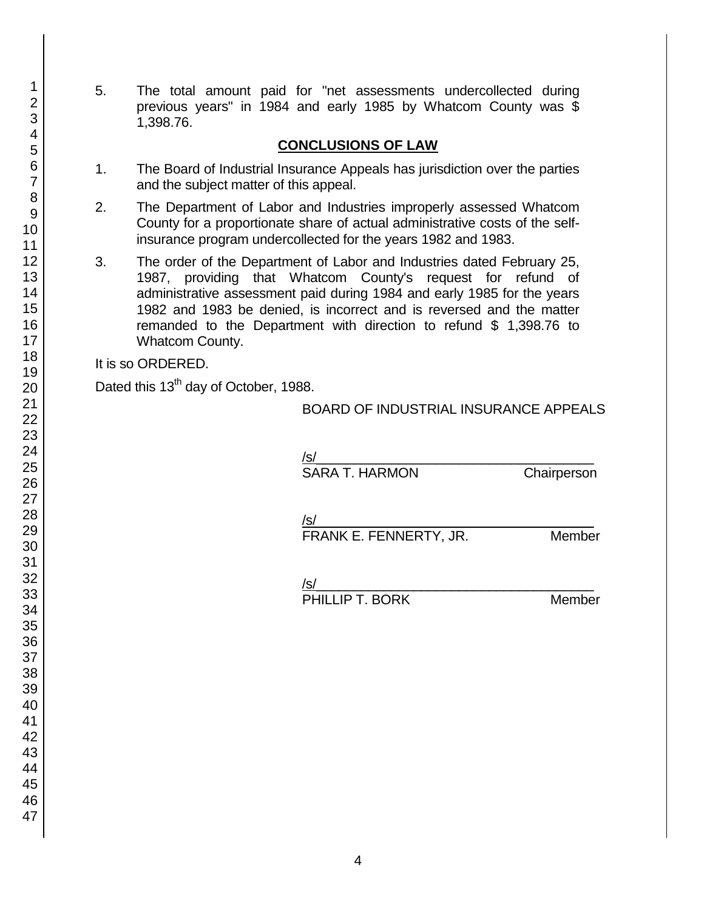5. The total amount paid for "net assessments undercollected during previous years" in 1984 and early 1985 by Whatcom County was $ 1,398.76.

## CONCLUSIONS OF LAW

1. The Board of Industrial Insurance Appeals has jurisdiction over the parties and the subject matter of this appeal.

2. The Department of Labor and Industries improperly assessed Whatcom County for a proportionate share of actual administrative costs of the self-insurance program undercollected for the years 1982 and 1983.

3. The order of the Department of Labor and Industries dated February 25, 1987, providing that Whatcom County's request for refund of administrative assessment paid during 1984 and early 1985 for the years 1982 and 1983 be denied, is incorrect and is reversed and the matter remanded to the Department with direction to refund $ 1,398.76 to Whatcom County.

It is so ORDERED.

Dated this 13th day of October, 1988.

BOARD OF INDUSTRIAL INSURANCE APPEALS

/s/
SARA T. HARMON Chairperson

/s/
FRANK E. FENNERTY, JR. Member

/s/
PHILLIP T. BORK Member